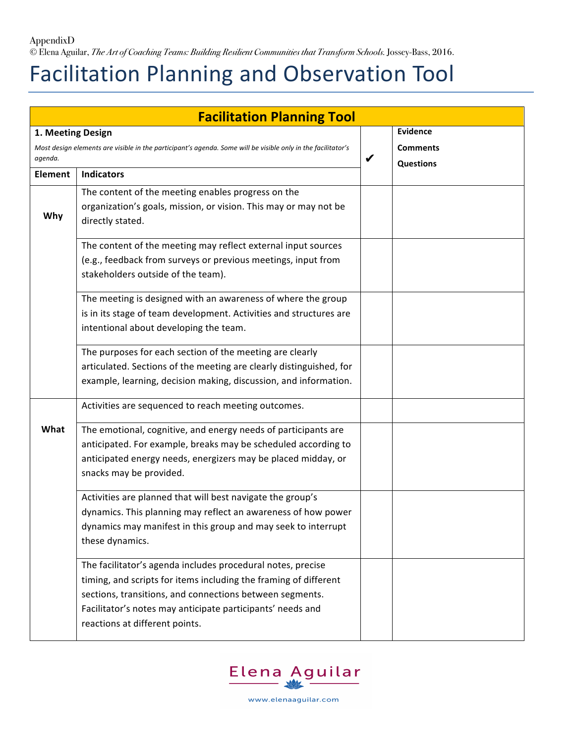AppendixD
© Elena Aguilar, *The Art of Coaching Teams: Building Resilient Communities that Transform Schools.* Jossey-Bass, 2016.

# Facilitation Planning and Observation Tool

| Facilitation Planning Tool | | | |
|---|---|---|---|
| **1. Meeting Design**<br>*Most design elements are visible in the participant's agenda. Some will be visible only in the facilitator's agenda.* | | ✔ | **Evidence**<br>**Comments**<br>**Questions** |
| **Element** | **Indicators** | | |
| **Why** | The content of the meeting enables progress on the organization's goals, mission, or vision. This may or may not be directly stated. | | |
| | The content of the meeting may reflect external input sources (e.g., feedback from surveys or previous meetings, input from stakeholders outside of the team). | | |
| | The meeting is designed with an awareness of where the group is in its stage of team development. Activities and structures are intentional about developing the team. | | |
| | The purposes for each section of the meeting are clearly articulated. Sections of the meeting are clearly distinguished, for example, learning, decision making, discussion, and information. | | |
| **What** | Activities are sequenced to reach meeting outcomes. | | |
| | The emotional, cognitive, and energy needs of participants are anticipated. For example, breaks may be scheduled according to anticipated energy needs, energizers may be placed midday, or snacks may be provided. | | |
| | Activities are planned that will best navigate the group's dynamics. This planning may reflect an awareness of how power dynamics may manifest in this group and may seek to interrupt these dynamics. | | |
| | The facilitator's agenda includes procedural notes, precise timing, and scripts for items including the framing of different sections, transitions, and connections between segments. Facilitator's notes may anticipate participants' needs and reactions at different points. | | |

Elena Aguilar
www.elenaaguilar.com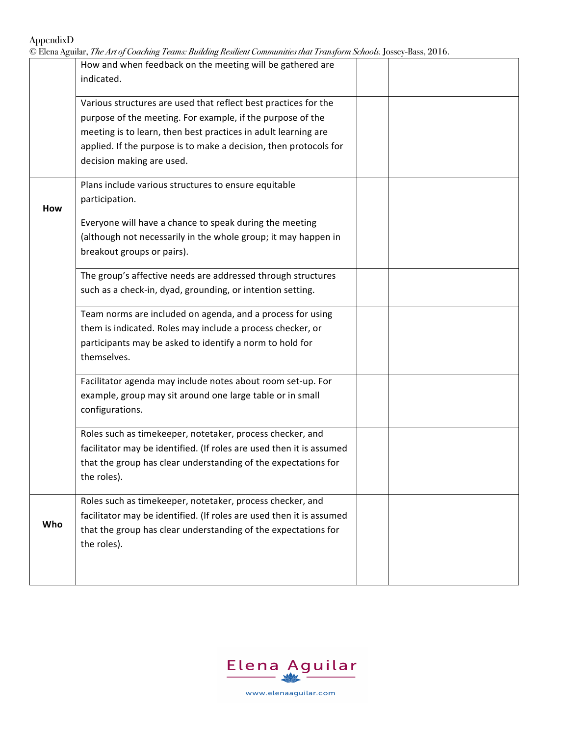| | | | |
|---|---|---|---|
| | How and when feedback on the meeting will be gathered are indicated. | | |
| | Various structures are used that reflect best practices for the purpose of the meeting. For example, if the purpose of the meeting is to learn, then best practices in adult learning are applied. If the purpose is to make a decision, then protocols for decision making are used. | | |
| **How** | Plans include various structures to ensure equitable participation.<br><br>Everyone will have a chance to speak during the meeting (although not necessarily in the whole group; it may happen in breakout groups or pairs). | | |
| | The group's affective needs are addressed through structures such as a check-in, dyad, grounding, or intention setting. | | |
| | Team norms are included on agenda, and a process for using them is indicated. Roles may include a process checker, or participants may be asked to identify a norm to hold for themselves. | | |
| | Facilitator agenda may include notes about room set-up. For example, group may sit around one large table or in small configurations. | | |
| | Roles such as timekeeper, notetaker, process checker, and facilitator may be identified. (If roles are used then it is assumed that the group has clear understanding of the expectations for the roles). | | |
| **Who** | Roles such as timekeeper, notetaker, process checker, and facilitator may be identified. (If roles are used then it is assumed that the group has clear understanding of the expectations for the roles). | | |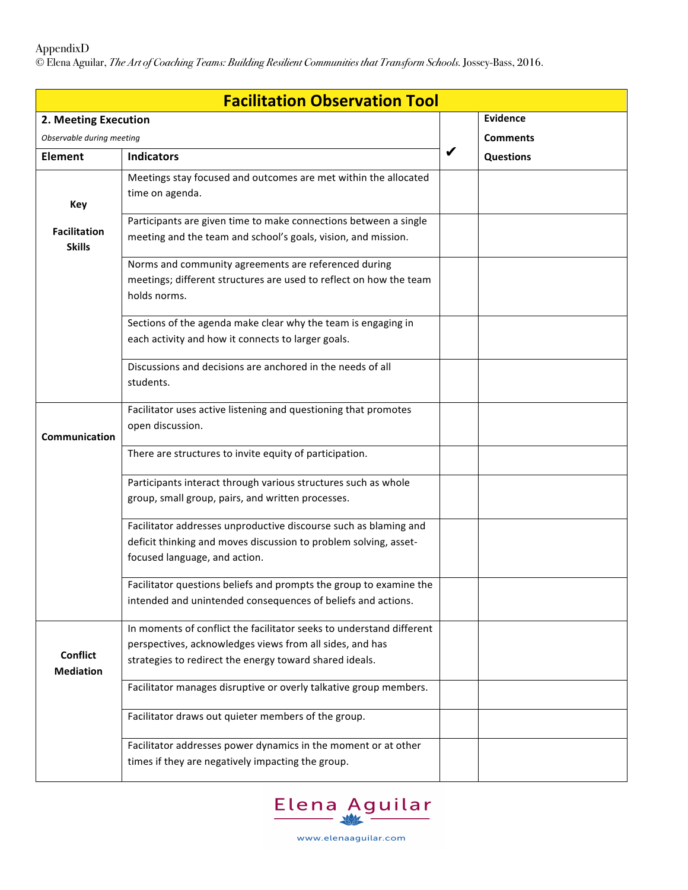AppendixD
© Elena Aguilar, *The Art of Coaching Teams: Building Resilient Communities that Transform Schools.* Jossey-Bass, 2016.

## Facilitation Observation Tool

| **2. Meeting Execution** *Observable during meeting* | | ✔ | **Evidence Comments Questions** |
|---|---|---|---|
| **Element** | **Indicators** | | |
| **Key Facilitation Skills** | Meetings stay focused and outcomes are met within the allocated time on agenda. | | |
| | Participants are given time to make connections between a single meeting and the team and school's goals, vision, and mission. | | |
| | Norms and community agreements are referenced during meetings; different structures are used to reflect on how the team holds norms. | | |
| | Sections of the agenda make clear why the team is engaging in each activity and how it connects to larger goals. | | |
| | Discussions and decisions are anchored in the needs of all students. | | |
| **Communication** | Facilitator uses active listening and questioning that promotes open discussion. | | |
| | There are structures to invite equity of participation. | | |
| | Participants interact through various structures such as whole group, small group, pairs, and written processes. | | |
| | Facilitator addresses unproductive discourse such as blaming and deficit thinking and moves discussion to problem solving, asset-focused language, and action. | | |
| | Facilitator questions beliefs and prompts the group to examine the intended and unintended consequences of beliefs and actions. | | |
| **Conflict Mediation** | In moments of conflict the facilitator seeks to understand different perspectives, acknowledges views from all sides, and has strategies to redirect the energy toward shared ideals. | | |
| | Facilitator manages disruptive or overly talkative group members. | | |
| | Facilitator draws out quieter members of the group. | | |
| | Facilitator addresses power dynamics in the moment or at other times if they are negatively impacting the group. | | |

Elena Aguilar
www.elenaaguilar.com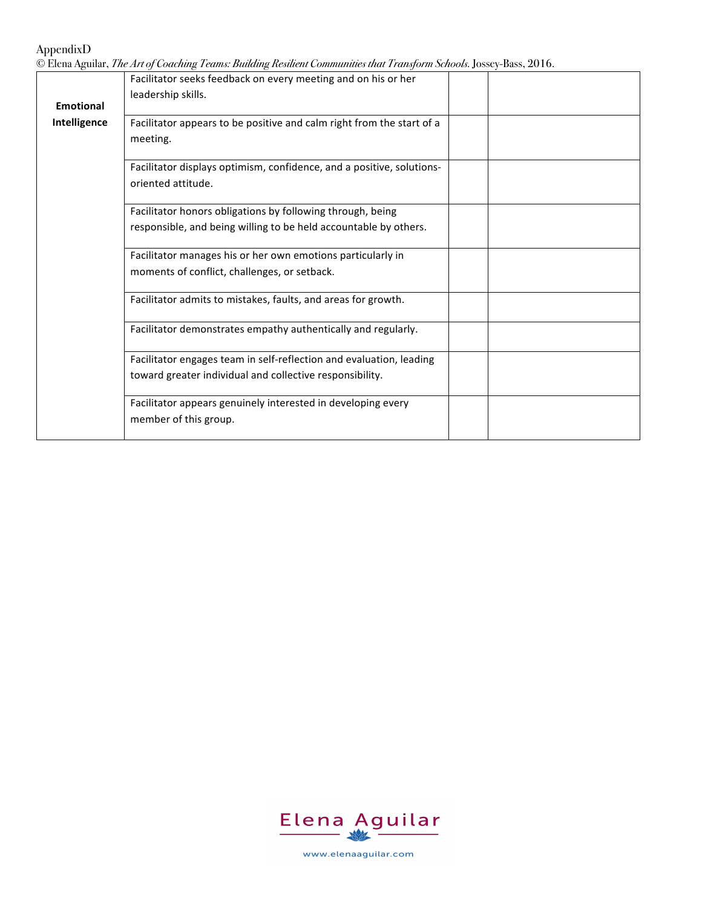| | | | |
|---|---|---|---|
| **Emotional Intelligence** | Facilitator seeks feedback on every meeting and on his or her leadership skills. | | |
| | Facilitator appears to be positive and calm right from the start of a meeting. | | |
| | Facilitator displays optimism, confidence, and a positive, solutions-oriented attitude. | | |
| | Facilitator honors obligations by following through, being responsible, and being willing to be held accountable by others. | | |
| | Facilitator manages his or her own emotions particularly in moments of conflict, challenges, or setback. | | |
| | Facilitator admits to mistakes, faults, and areas for growth. | | |
| | Facilitator demonstrates empathy authentically and regularly. | | |
| | Facilitator engages team in self-reflection and evaluation, leading toward greater individual and collective responsibility. | | |
| | Facilitator appears genuinely interested in developing every member of this group. | | |